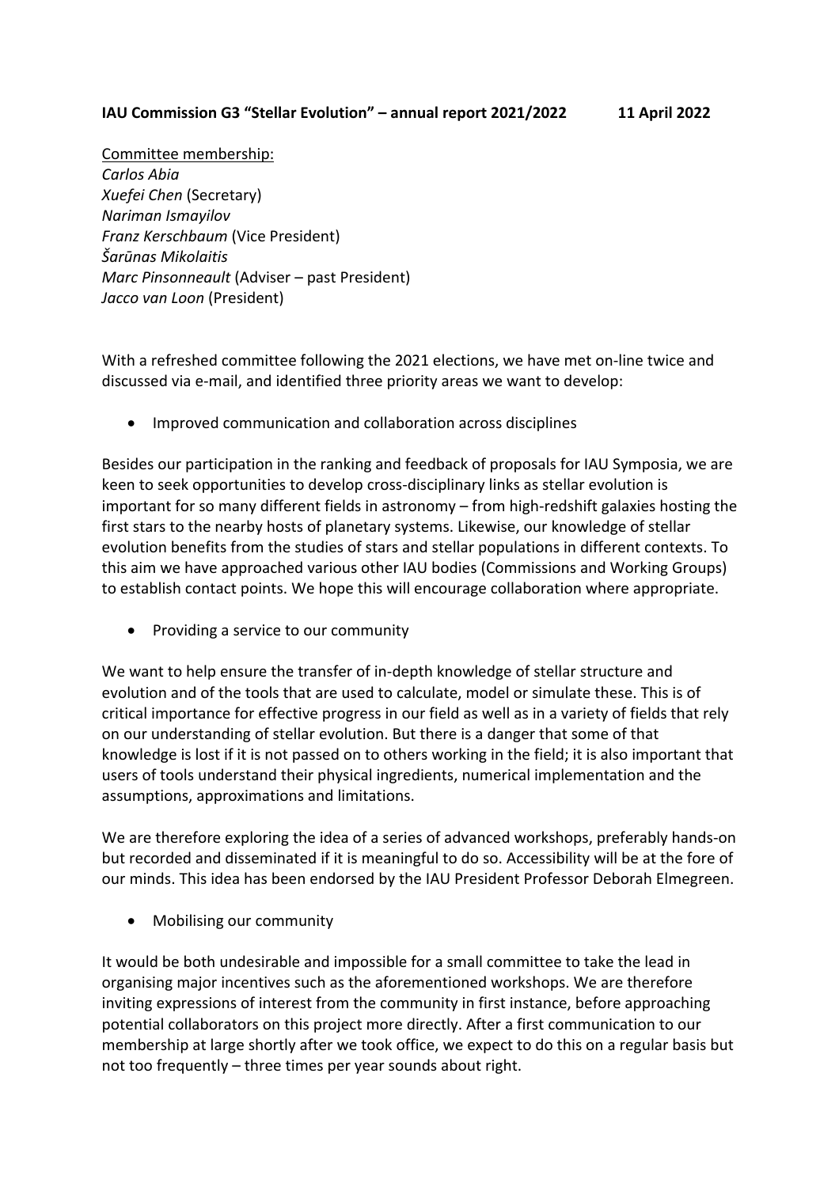**IAU Commission G3 "Stellar Evolution" – annual report 2021/2022 11 April 2022**

Committee membership:

*Carlos Abia*
*Xuefei Chen* (Secretary)
*Nariman Ismayilov*
*Franz Kerschbaum* (Vice President)
*Šarūnas Mikolaitis*
*Marc Pinsonneault* (Adviser – past President)
*Jacco van Loon* (President)

With a refreshed committee following the 2021 elections, we have met on-line twice and discussed via e-mail, and identified three priority areas we want to develop:

- Improved communication and collaboration across disciplines

Besides our participation in the ranking and feedback of proposals for IAU Symposia, we are keen to seek opportunities to develop cross-disciplinary links as stellar evolution is important for so many different fields in astronomy – from high-redshift galaxies hosting the first stars to the nearby hosts of planetary systems. Likewise, our knowledge of stellar evolution benefits from the studies of stars and stellar populations in different contexts. To this aim we have approached various other IAU bodies (Commissions and Working Groups) to establish contact points. We hope this will encourage collaboration where appropriate.

- Providing a service to our community

We want to help ensure the transfer of in-depth knowledge of stellar structure and evolution and of the tools that are used to calculate, model or simulate these. This is of critical importance for effective progress in our field as well as in a variety of fields that rely on our understanding of stellar evolution. But there is a danger that some of that knowledge is lost if it is not passed on to others working in the field; it is also important that users of tools understand their physical ingredients, numerical implementation and the assumptions, approximations and limitations.

We are therefore exploring the idea of a series of advanced workshops, preferably hands-on but recorded and disseminated if it is meaningful to do so. Accessibility will be at the fore of our minds. This idea has been endorsed by the IAU President Professor Deborah Elmegreen.

- Mobilising our community

It would be both undesirable and impossible for a small committee to take the lead in organising major incentives such as the aforementioned workshops. We are therefore inviting expressions of interest from the community in first instance, before approaching potential collaborators on this project more directly. After a first communication to our membership at large shortly after we took office, we expect to do this on a regular basis but not too frequently – three times per year sounds about right.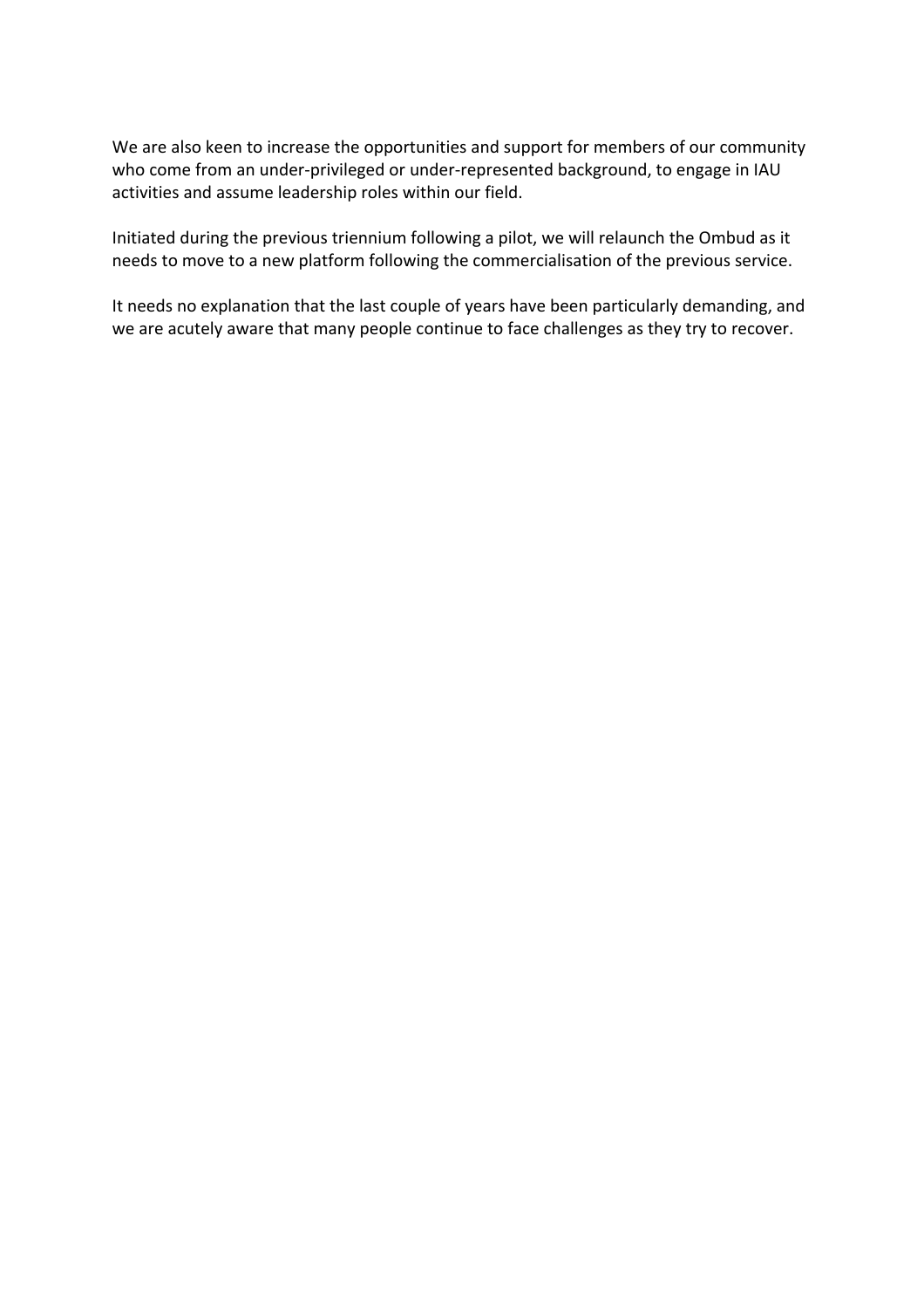We are also keen to increase the opportunities and support for members of our community who come from an under-privileged or under-represented background, to engage in IAU activities and assume leadership roles within our field.

Initiated during the previous triennium following a pilot, we will relaunch the Ombud as it needs to move to a new platform following the commercialisation of the previous service.

It needs no explanation that the last couple of years have been particularly demanding, and we are acutely aware that many people continue to face challenges as they try to recover.